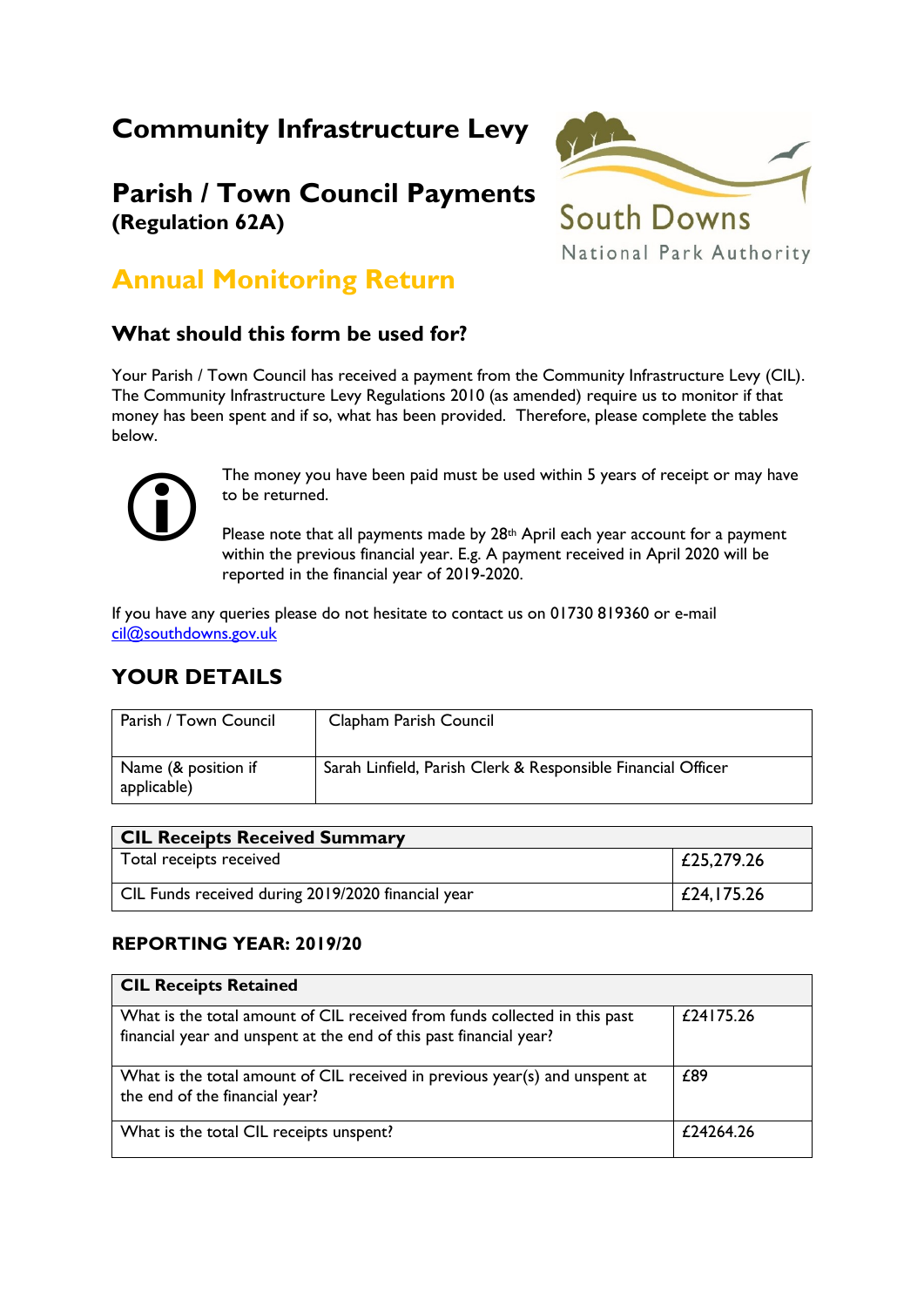# Community Infrastructure Levy

## Parish / Town Council Payments

**(Regulation 62A)**

South Downs

National Park Authority

## Annual Monitoring Return

### What should this form be used for?

Your Parish / Town Council has received a payment from the Community Infrastructure Levy (CIL). The Community Infrastructure Levy Regulations 2010 (as amended) require us to monitor if that money has been spent and if so, what has been provided. Therefore, please complete the tables below.

The money you have been paid must be used within 5 years of receipt or may have to be returned.

Please note that all payments made by 28th April each year account for a payment within the previous financial year. E.g. A payment received in April 2020 will be reported in the financial year of 2019-2020.

If you have any queries please do not hesitate to contact us on 01730 819360 or e-mail cil@southdowns.gov.uk

## YOUR DETAILS

| Parish / Town Council | Clapham Parish Council |
|---|---|
| Name (& position if applicable) | Sarah Linfield, Parish Clerk & Responsible Financial Officer |

| **CIL Receipts Received Summary** | |
|---|---|
| Total receipts received | £25,279.26 |
| CIL Funds received during 2019/2020 financial year | £24,175.26 |

### REPORTING YEAR: 2019/20

| **CIL Receipts Retained** | |
|---|---|
| What is the total amount of CIL received from funds collected in this past financial year and unspent at the end of this past financial year? | £24175.26 |
| What is the total amount of CIL received in previous year(s) and unspent at the end of the financial year? | £89 |
| What is the total CIL receipts unspent? | £24264.26 |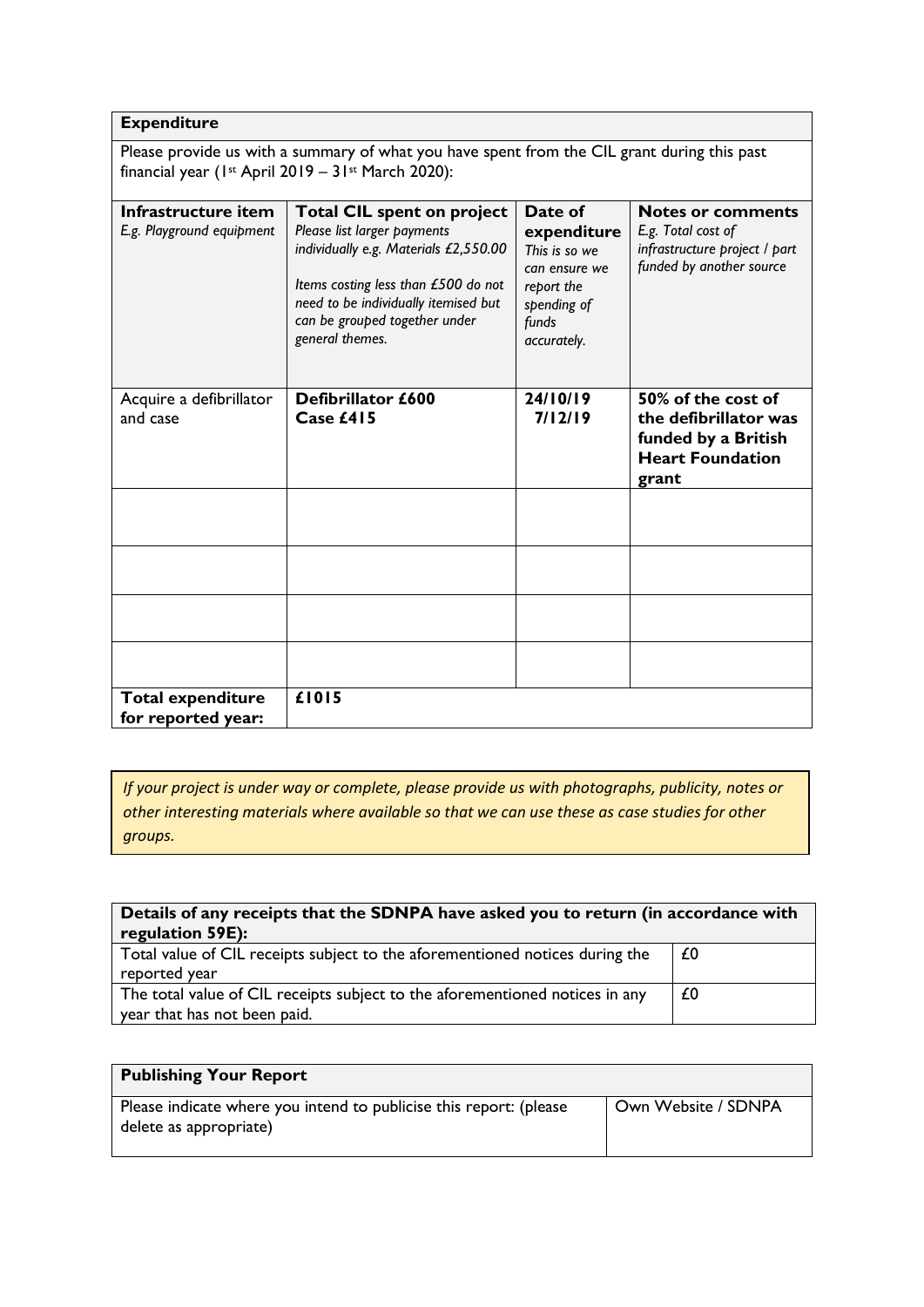## Expenditure

Please provide us with a summary of what you have spent from the CIL grant during this past financial year (1st April 2019 – 31st March 2020):

| **Infrastructure item**<br>*E.g. Playground equipment* | **Total CIL spent on project**<br>*Please list larger payments individually e.g. Materials £2,550.00*<br><br>*Items costing less than £500 do not need to be individually itemised but can be grouped together under general themes.* | **Date of expenditure**<br>*This is so we can ensure we report the spending of funds accurately.* | **Notes or comments**<br>*E.g. Total cost of infrastructure project / part funded by another source* |
|---|---|---|---|
| Acquire a defibrillator and case | **Defibrillator £600**<br>**Case £415** | **24/10/19**<br>**7/12/19** | **50% of the cost of the defibrillator was funded by a British Heart Foundation grant** |
| | | | |
| | | | |
| | | | |
| | | | |
| **Total expenditure for reported year:** | **£1015** | | |

*If your project is under way or complete, please provide us with photographs, publicity, notes or other interesting materials where available so that we can use these as case studies for other groups.*

| **Details of any receipts that the SDNPA have asked you to return (in accordance with regulation 59E):** | |
|---|---|
| Total value of CIL receipts subject to the aforementioned notices during the reported year | £0 |
| The total value of CIL receipts subject to the aforementioned notices in any year that has not been paid. | £0 |

| **Publishing Your Report** | |
|---|---|
| Please indicate where you intend to publicise this report: (please delete as appropriate) | Own Website / SDNPA |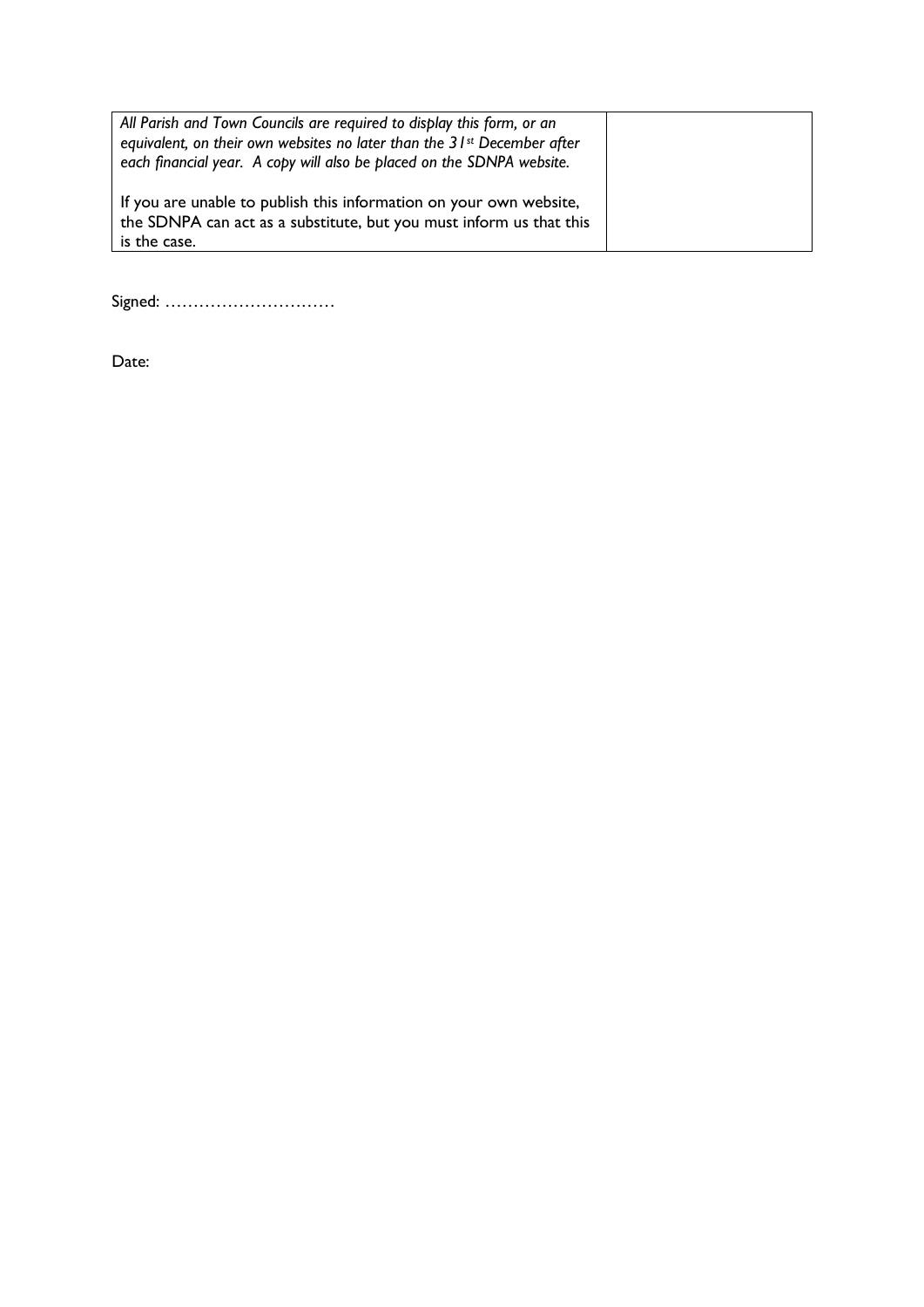| | |
|---|---|
| *All Parish and Town Councils are required to display this form, or an equivalent, on their own websites no later than the 31st December after each financial year. A copy will also be placed on the SDNPA website.*<br><br>If you are unable to publish this information on your own website, the SDNPA can act as a substitute, but you must inform us that this is the case. | |

Signed: …………………………

Date: